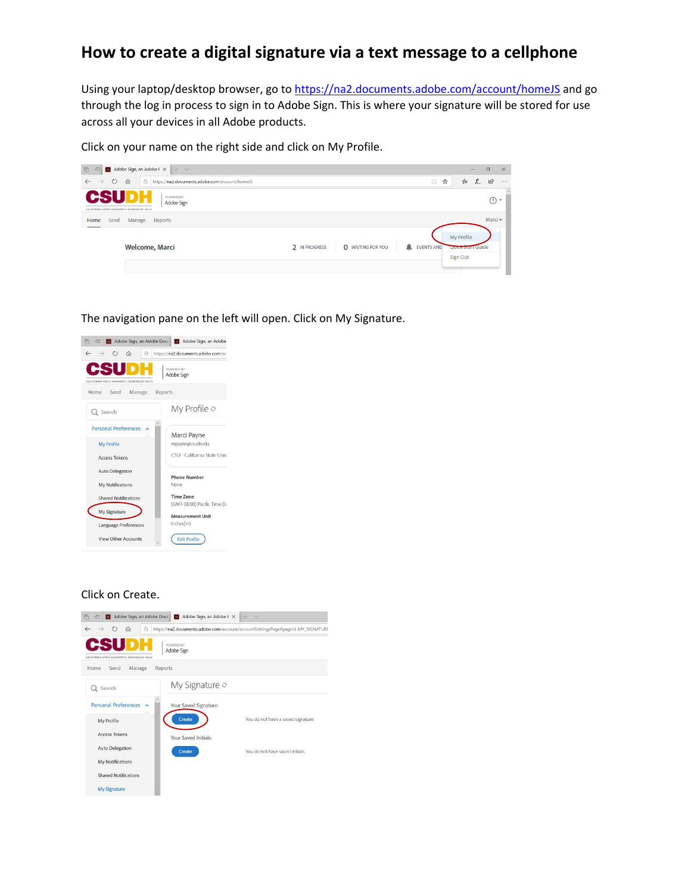# How to create a digital signature via a text message to a cellphone

Using your laptop/desktop browser, go to https://na2.documents.adobe.com/account/homeJS and go through the log in process to sign in to Adobe Sign. This is where your signature will be stored for use across all your devices in all Adobe products.

Click on your name on the right side and click on My Profile.

The navigation pane on the left will open. Click on My Signature.

Click on Create.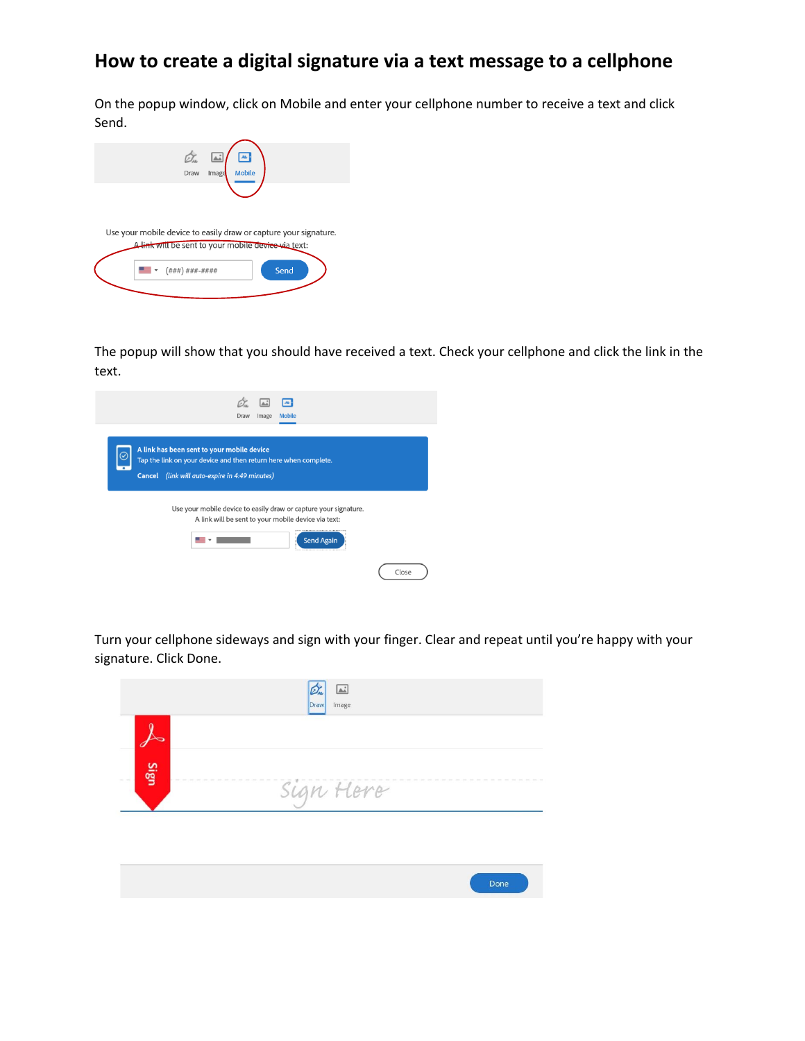## How to create a digital signature via a text message to a cellphone

On the popup window, click on Mobile and enter your cellphone number to receive a text and click Send.

Draw Image Mobile

Use your mobile device to easily draw or capture your signature.
A link will be sent to your mobile device via text:

(###) ###-#### Send

The popup will show that you should have received a text. Check your cellphone and click the link in the text.

Draw Image Mobile

**A link has been sent to your mobile device**
Tap the link on your device and then return here when complete.
**Cancel** *(link will auto-expire in 4:49 minutes)*

Use your mobile device to easily draw or capture your signature.
A link will be sent to your mobile device via text:

Send Again

Close

Turn your cellphone sideways and sign with your finger. Clear and repeat until you're happy with your signature. Click Done.

Draw Image

Sign

Sign Here

Done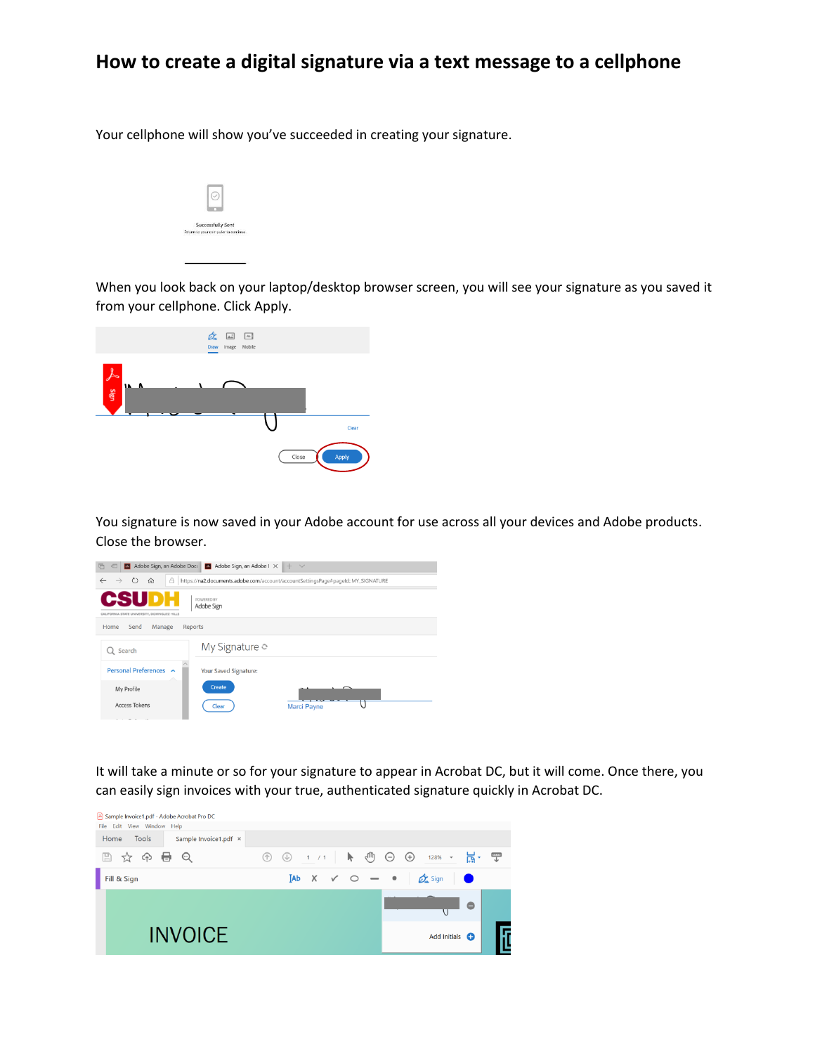# How to create a digital signature via a text message to a cellphone

Your cellphone will show you've succeeded in creating your signature.

When you look back on your laptop/desktop browser screen, you will see your signature as you saved it from your cellphone. Click Apply.

You signature is now saved in your Adobe account for use across all your devices and Adobe products. Close the browser.

It will take a minute or so for your signature to appear in Acrobat DC, but it will come. Once there, you can easily sign invoices with your true, authenticated signature quickly in Acrobat DC.